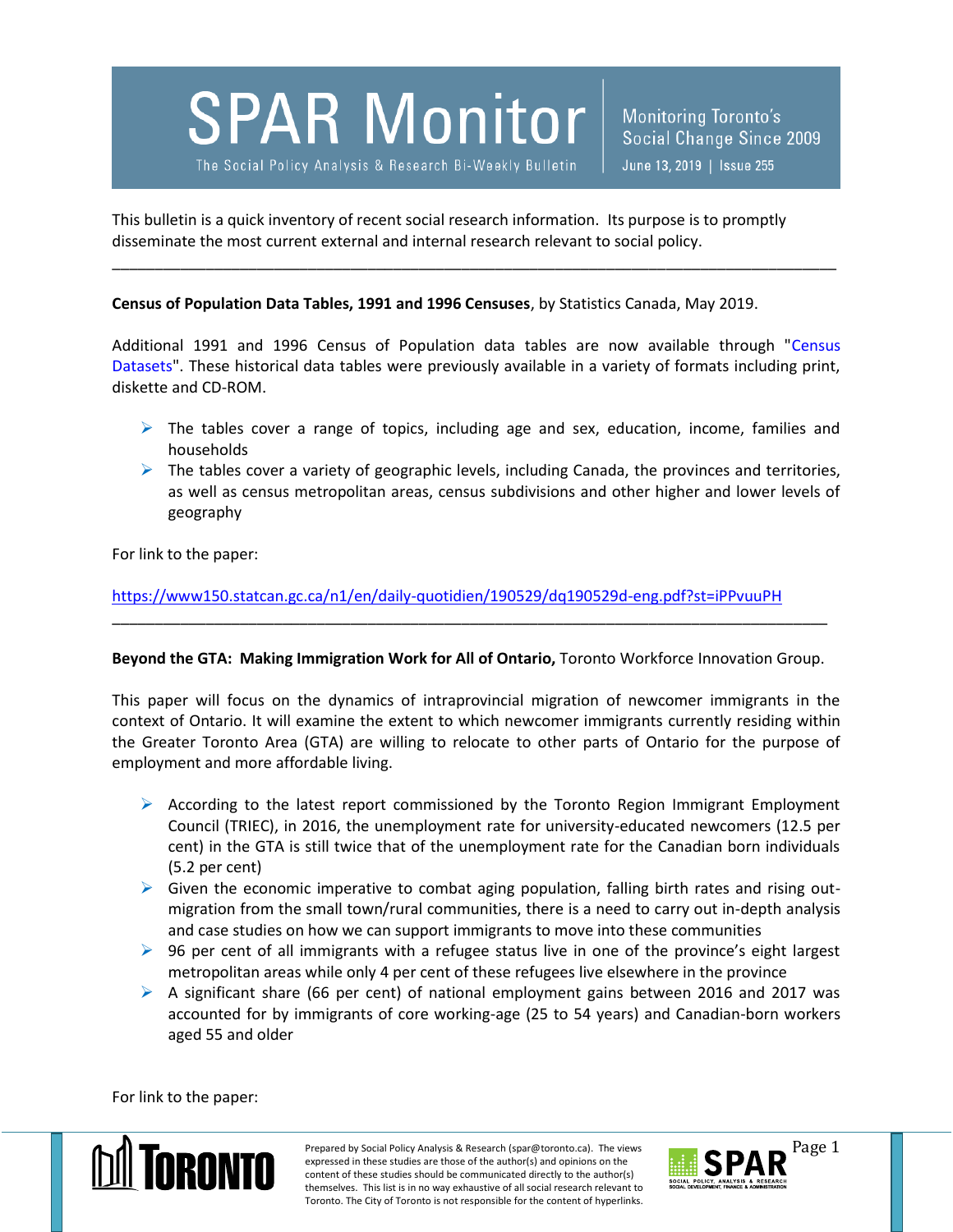# SPAR Monitor

The Social Policy Analysis & Research Bi-Weekly Bulletin

Monitoring Toronto's Social Change Since 2009

June 13, 2019 | Issue 255

This bulletin is a quick inventory of recent social research information. Its purpose is to promptly disseminate the most current external and internal research relevant to social policy.

---

**Census of Population Data Tables, 1991 and 1996 Censuses**, by Statistics Canada, May 2019.

Additional 1991 and 1996 Census of Population data tables are now available through "Census Datasets". These historical data tables were previously available in a variety of formats including print, diskette and CD-ROM.

- The tables cover a range of topics, including age and sex, education, income, families and households
- The tables cover a variety of geographic levels, including Canada, the provinces and territories, as well as census metropolitan areas, census subdivisions and other higher and lower levels of geography

For link to the paper:

https://www150.statcan.gc.ca/n1/en/daily-quotidien/190529/dq190529d-eng.pdf?st=iPPvuuPH

---

**Beyond the GTA: Making Immigration Work for All of Ontario,** Toronto Workforce Innovation Group.

This paper will focus on the dynamics of intraprovincial migration of newcomer immigrants in the context of Ontario. It will examine the extent to which newcomer immigrants currently residing within the Greater Toronto Area (GTA) are willing to relocate to other parts of Ontario for the purpose of employment and more affordable living.

- According to the latest report commissioned by the Toronto Region Immigrant Employment Council (TRIEC), in 2016, the unemployment rate for university-educated newcomers (12.5 per cent) in the GTA is still twice that of the unemployment rate for the Canadian born individuals (5.2 per cent)
- Given the economic imperative to combat aging population, falling birth rates and rising out-migration from the small town/rural communities, there is a need to carry out in-depth analysis and case studies on how we can support immigrants to move into these communities
- 96 per cent of all immigrants with a refugee status live in one of the province's eight largest metropolitan areas while only 4 per cent of these refugees live elsewhere in the province
- A significant share (66 per cent) of national employment gains between 2016 and 2017 was accounted for by immigrants of core working-age (25 to 54 years) and Canadian-born workers aged 55 and older

For link to the paper:

Prepared by Social Policy Analysis & Research (spar@toronto.ca). The views expressed in these studies are those of the author(s) and opinions on the content of these studies should be communicated directly to the author(s) themselves. This list is in no way exhaustive of all social research relevant to Toronto. The City of Toronto is not responsible for the content of hyperlinks.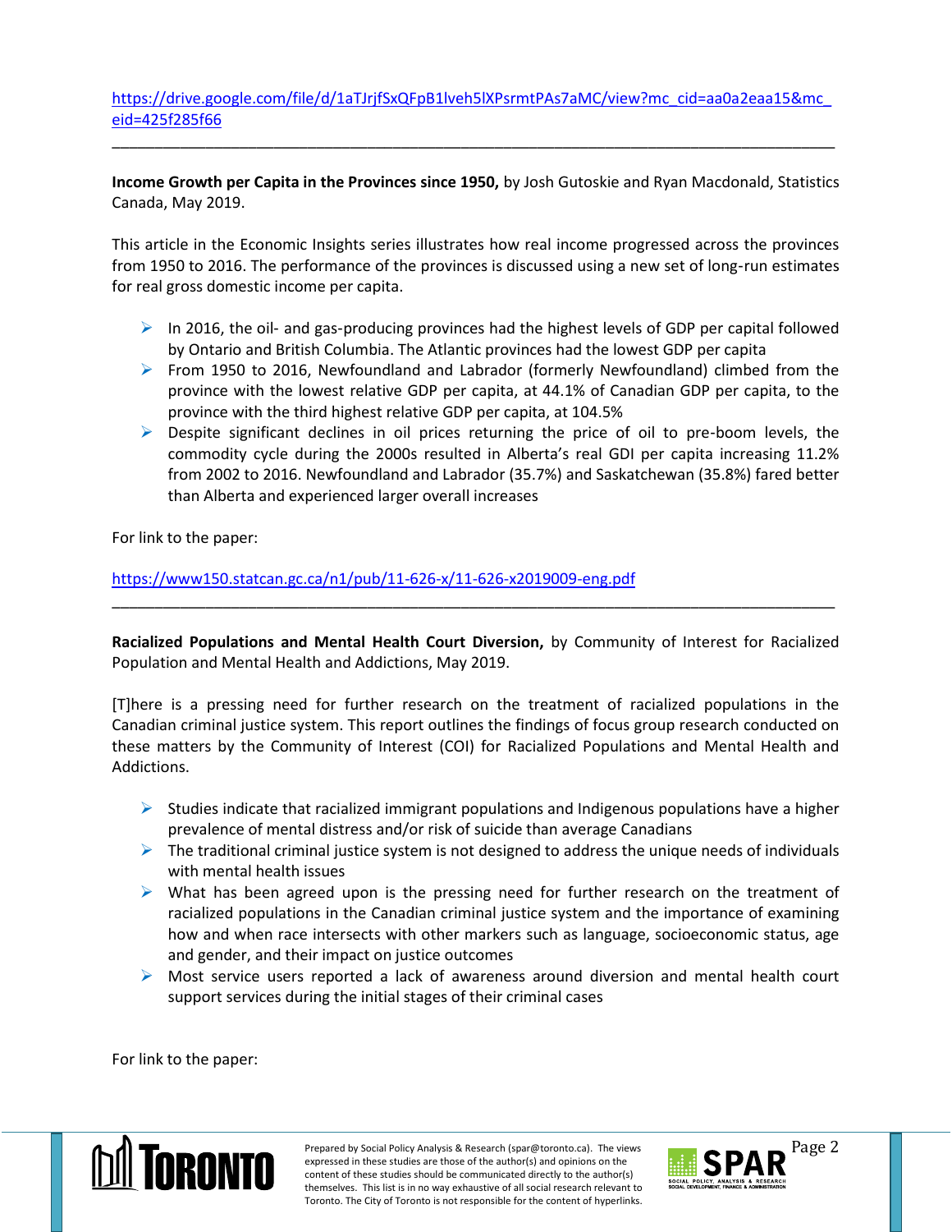https://drive.google.com/file/d/1aTJrjfSxQFpB1lveh5lXPsrmtPAs7aMC/view?mc_cid=aa0a2eaa15&mc_eid=425f285f66

---

**Income Growth per Capita in the Provinces since 1950,** by Josh Gutoskie and Ryan Macdonald, Statistics Canada, May 2019.

This article in the Economic Insights series illustrates how real income progressed across the provinces from 1950 to 2016. The performance of the provinces is discussed using a new set of long-run estimates for real gross domestic income per capita.

- In 2016, the oil- and gas-producing provinces had the highest levels of GDP per capital followed by Ontario and British Columbia. The Atlantic provinces had the lowest GDP per capita
- From 1950 to 2016, Newfoundland and Labrador (formerly Newfoundland) climbed from the province with the lowest relative GDP per capita, at 44.1% of Canadian GDP per capita, to the province with the third highest relative GDP per capita, at 104.5%
- Despite significant declines in oil prices returning the price of oil to pre-boom levels, the commodity cycle during the 2000s resulted in Alberta's real GDI per capita increasing 11.2% from 2002 to 2016. Newfoundland and Labrador (35.7%) and Saskatchewan (35.8%) fared better than Alberta and experienced larger overall increases

For link to the paper:

https://www150.statcan.gc.ca/n1/pub/11-626-x/11-626-x2019009-eng.pdf

---

**Racialized Populations and Mental Health Court Diversion,** by Community of Interest for Racialized Population and Mental Health and Addictions, May 2019.

[T]here is a pressing need for further research on the treatment of racialized populations in the Canadian criminal justice system. This report outlines the findings of focus group research conducted on these matters by the Community of Interest (COI) for Racialized Populations and Mental Health and Addictions.

- Studies indicate that racialized immigrant populations and Indigenous populations have a higher prevalence of mental distress and/or risk of suicide than average Canadians
- The traditional criminal justice system is not designed to address the unique needs of individuals with mental health issues
- What has been agreed upon is the pressing need for further research on the treatment of racialized populations in the Canadian criminal justice system and the importance of examining how and when race intersects with other markers such as language, socioeconomic status, age and gender, and their impact on justice outcomes
- Most service users reported a lack of awareness around diversion and mental health court support services during the initial stages of their criminal cases

For link to the paper: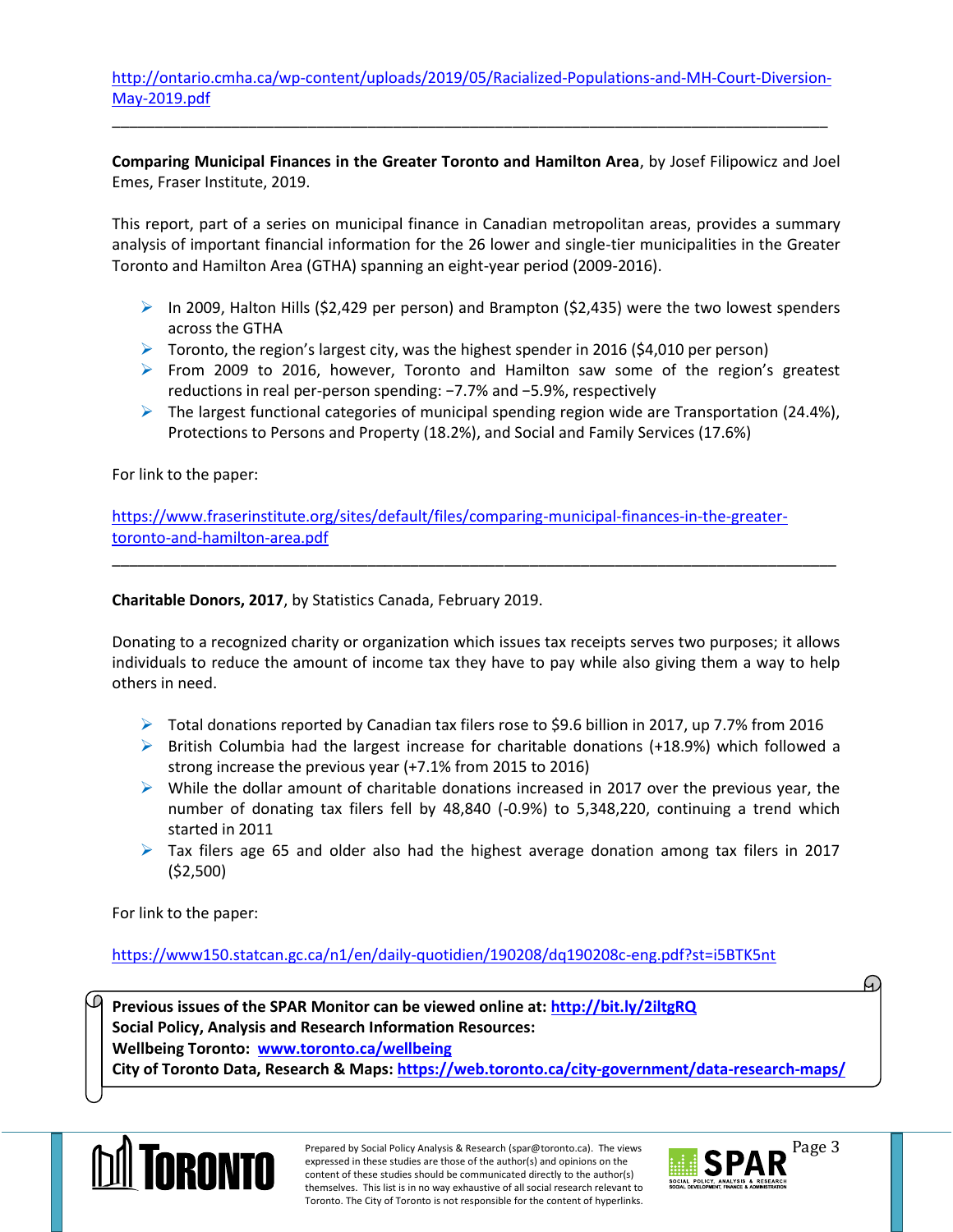http://ontario.cmha.ca/wp-content/uploads/2019/05/Racialized-Populations-and-MH-Court-Diversion-May-2019.pdf

---

**Comparing Municipal Finances in the Greater Toronto and Hamilton Area**, by Josef Filipowicz and Joel Emes, Fraser Institute, 2019.

This report, part of a series on municipal finance in Canadian metropolitan areas, provides a summary analysis of important financial information for the 26 lower and single-tier municipalities in the Greater Toronto and Hamilton Area (GTHA) spanning an eight-year period (2009-2016).

- In 2009, Halton Hills ($2,429 per person) and Brampton ($2,435) were the two lowest spenders across the GTHA
- Toronto, the region's largest city, was the highest spender in 2016 ($4,010 per person)
- From 2009 to 2016, however, Toronto and Hamilton saw some of the region's greatest reductions in real per-person spending: −7.7% and −5.9%, respectively
- The largest functional categories of municipal spending region wide are Transportation (24.4%), Protections to Persons and Property (18.2%), and Social and Family Services (17.6%)

For link to the paper:

https://www.fraserinstitute.org/sites/default/files/comparing-municipal-finances-in-the-greater-toronto-and-hamilton-area.pdf

---

**Charitable Donors, 2017**, by Statistics Canada, February 2019.

Donating to a recognized charity or organization which issues tax receipts serves two purposes; it allows individuals to reduce the amount of income tax they have to pay while also giving them a way to help others in need.

- Total donations reported by Canadian tax filers rose to $9.6 billion in 2017, up 7.7% from 2016
- British Columbia had the largest increase for charitable donations (+18.9%) which followed a strong increase the previous year (+7.1% from 2015 to 2016)
- While the dollar amount of charitable donations increased in 2017 over the previous year, the number of donating tax filers fell by 48,840 (-0.9%) to 5,348,220, continuing a trend which started in 2011
- Tax filers age 65 and older also had the highest average donation among tax filers in 2017 ($2,500)

For link to the paper:

https://www150.statcan.gc.ca/n1/en/daily-quotidien/190208/dq190208c-eng.pdf?st=i5BTK5nt

**Previous issues of the SPAR Monitor can be viewed online at: http://bit.ly/2iltgRQ**
**Social Policy, Analysis and Research Information Resources:**
**Wellbeing Toronto: www.toronto.ca/wellbeing**
**City of Toronto Data, Research & Maps: https://web.toronto.ca/city-government/data-research-maps/**

Prepared by Social Policy Analysis & Research (spar@toronto.ca). The views expressed in these studies are those of the author(s) and opinions on the content of these studies should be communicated directly to the author(s) themselves. This list is in no way exhaustive of all social research relevant to Toronto. The City of Toronto is not responsible for the content of hyperlinks.